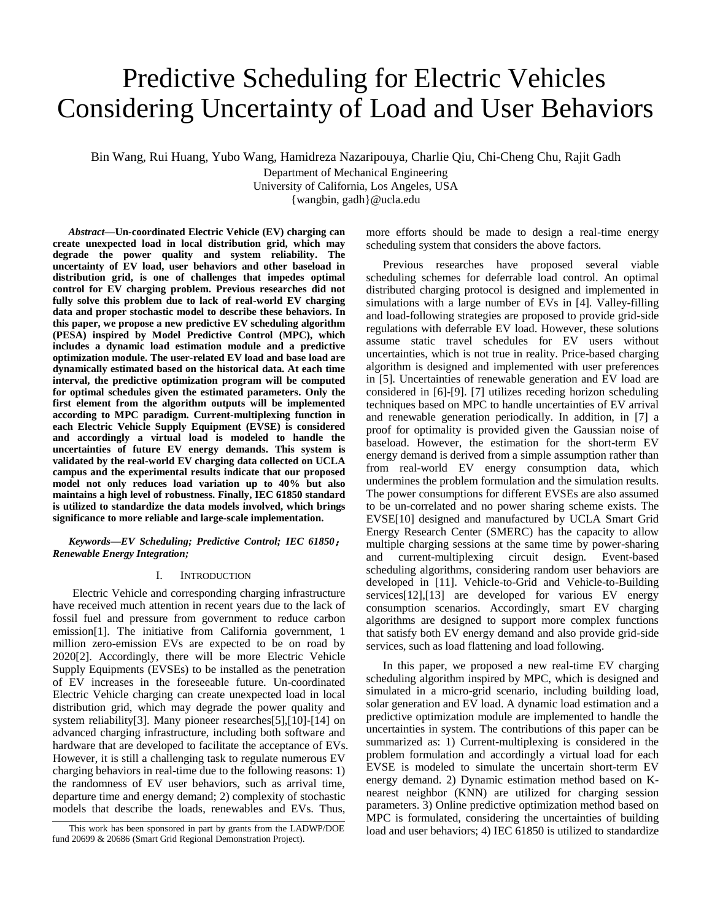# Predictive Scheduling for Electric Vehicles Considering Uncertainty of Load and User Behaviors

Bin Wang, Rui Huang, Yubo Wang, Hamidreza Nazaripouya, Charlie Qiu, Chi-Cheng Chu, Rajit Gadh

Department of Mechanical Engineering
University of California, Los Angeles, USA
{wangbin, gadh}@ucla.edu

***Abstract*—Un-coordinated Electric Vehicle (EV) charging can create unexpected load in local distribution grid, which may degrade the power quality and system reliability. The uncertainty of EV load, user behaviors and other baseload in distribution grid, is one of challenges that impedes optimal control for EV charging problem. Previous researches did not fully solve this problem due to lack of real-world EV charging data and proper stochastic model to describe these behaviors. In this paper, we propose a new predictive EV scheduling algorithm (PESA) inspired by Model Predictive Control (MPC), which includes a dynamic load estimation module and a predictive optimization module. The user-related EV load and base load are dynamically estimated based on the historical data. At each time interval, the predictive optimization program will be computed for optimal schedules given the estimated parameters. Only the first element from the algorithm outputs will be implemented according to MPC paradigm. Current-multiplexing function in each Electric Vehicle Supply Equipment (EVSE) is considered and accordingly a virtual load is modeled to handle the uncertainties of future EV energy demands. This system is validated by the real-world EV charging data collected on UCLA campus and the experimental results indicate that our proposed model not only reduces load variation up to 40% but also maintains a high level of robustness. Finally, IEC 61850 standard is utilized to standardize the data models involved, which brings significance to more reliable and large-scale implementation.**

***Keywords*—*EV Scheduling; Predictive Control; IEC 61850； Renewable Energy Integration;***

## I. Introduction

Electric Vehicle and corresponding charging infrastructure have received much attention in recent years due to the lack of fossil fuel and pressure from government to reduce carbon emission[1]. The initiative from California government, 1 million zero-emission EVs are expected to be on road by 2020[2]. Accordingly, there will be more Electric Vehicle Supply Equipments (EVSEs) to be installed as the penetration of EV increases in the foreseeable future. Un-coordinated Electric Vehicle charging can create unexpected load in local distribution grid, which may degrade the power quality and system reliability[3]. Many pioneer researches[5],[10]-[14] on advanced charging infrastructure, including both software and hardware that are developed to facilitate the acceptance of EVs. However, it is still a challenging task to regulate numerous EV charging behaviors in real-time due to the following reasons: 1) the randomness of EV user behaviors, such as arrival time, departure time and energy demand; 2) complexity of stochastic models that describe the loads, renewables and EVs. Thus, more efforts should be made to design a real-time energy scheduling system that considers the above factors.

Previous researches have proposed several viable scheduling schemes for deferrable load control. An optimal distributed charging protocol is designed and implemented in simulations with a large number of EVs in [4]. Valley-filling and load-following strategies are proposed to provide grid-side regulations with deferrable EV load. However, these solutions assume static travel schedules for EV users without uncertainties, which is not true in reality. Price-based charging algorithm is designed and implemented with user preferences in [5]. Uncertainties of renewable generation and EV load are considered in [6]-[9]. [7] utilizes receding horizon scheduling techniques based on MPC to handle uncertainties of EV arrival and renewable generation periodically. In addition, in [7] a proof for optimality is provided given the Gaussian noise of baseload. However, the estimation for the short-term EV energy demand is derived from a simple assumption rather than from real-world EV energy consumption data, which undermines the problem formulation and the simulation results. The power consumptions for different EVSEs are also assumed to be un-correlated and no power sharing scheme exists. The EVSE[10] designed and manufactured by UCLA Smart Grid Energy Research Center (SMERC) has the capacity to allow multiple charging sessions at the same time by power-sharing and current-multiplexing circuit design. Event-based scheduling algorithms, considering random user behaviors are developed in [11]. Vehicle-to-Grid and Vehicle-to-Building services[12],[13] are developed for various EV energy consumption scenarios. Accordingly, smart EV charging algorithms are designed to support more complex functions that satisfy both EV energy demand and also provide grid-side services, such as load flattening and load following.

In this paper, we proposed a new real-time EV charging scheduling algorithm inspired by MPC, which is designed and simulated in a micro-grid scenario, including building load, solar generation and EV load. A dynamic load estimation and a predictive optimization module are implemented to handle the uncertainties in system. The contributions of this paper can be summarized as: 1) Current-multiplexing is considered in the problem formulation and accordingly a virtual load for each EVSE is modeled to simulate the uncertain short-term EV energy demand. 2) Dynamic estimation method based on K-nearest neighbor (KNN) are utilized for charging session parameters. 3) Online predictive optimization method based on MPC is formulated, considering the uncertainties of building load and user behaviors; 4) IEC 61850 is utilized to standardize

This work has been sponsored in part by grants from the LADWP/DOE fund 20699 & 20686 (Smart Grid Regional Demonstration Project).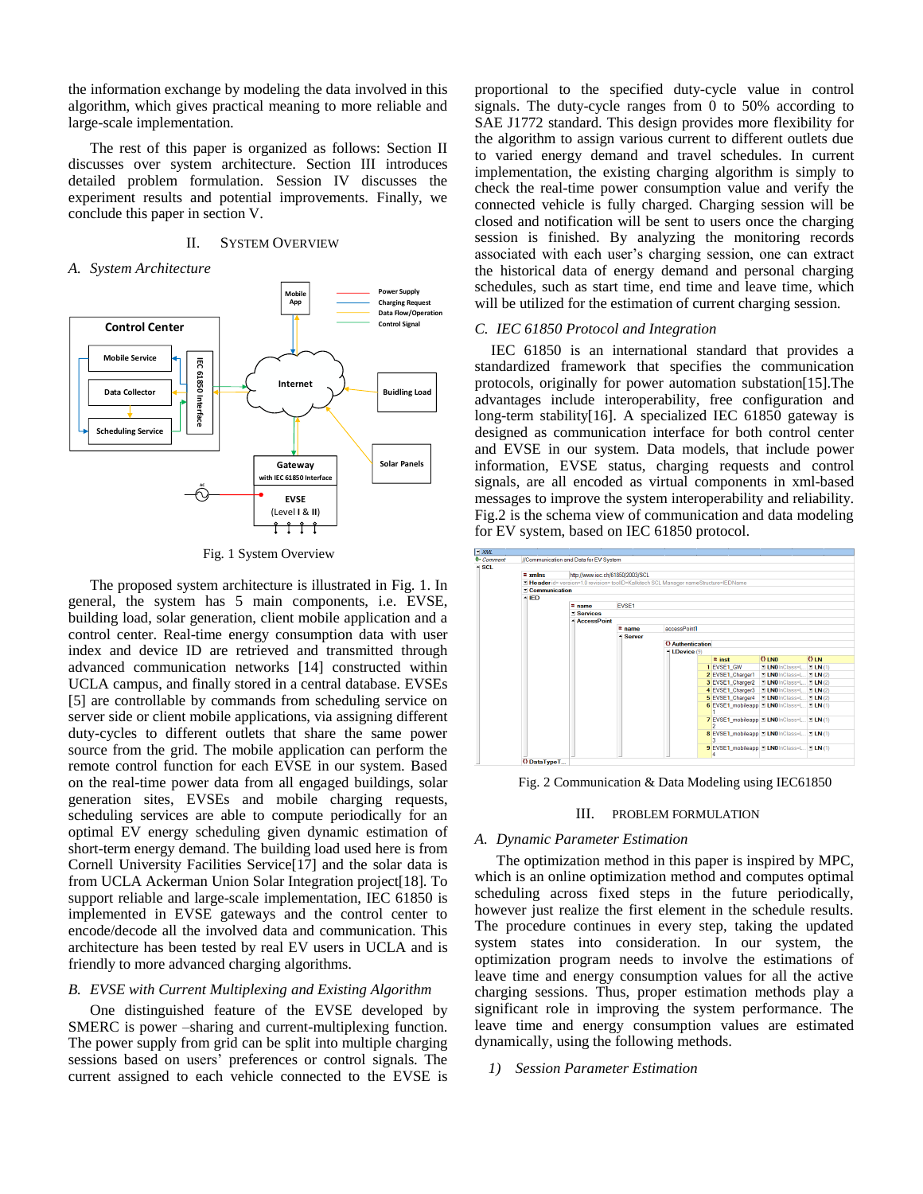the information exchange by modeling the data involved in this algorithm, which gives practical meaning to more reliable and large-scale implementation.

The rest of this paper is organized as follows: Section II discusses over system architecture. Section III introduces detailed problem formulation. Session IV discusses the experiment results and potential improvements. Finally, we conclude this paper in section V.

## II. System Overview

### A. System Architecture

Fig. 1 System Overview

The proposed system architecture is illustrated in Fig. 1. In general, the system has 5 main components, i.e. EVSE, building load, solar generation, client mobile application and a control center. Real-time energy consumption data with user index and device ID are retrieved and transmitted through advanced communication networks [14] constructed within UCLA campus, and finally stored in a central database. EVSEs [5] are controllable by commands from scheduling service on server side or client mobile applications, via assigning different duty-cycles to different outlets that share the same power source from the grid. The mobile application can perform the remote control function for each EVSE in our system. Based on the real-time power data from all engaged buildings, solar generation sites, EVSEs and mobile charging requests, scheduling services are able to compute periodically for an optimal EV energy scheduling given dynamic estimation of short-term energy demand. The building load used here is from Cornell University Facilities Service[17] and the solar data is from UCLA Ackerman Union Solar Integration project[18]. To support reliable and large-scale implementation, IEC 61850 is implemented in EVSE gateways and the control center to encode/decode all the involved data and communication. This architecture has been tested by real EV users in UCLA and is friendly to more advanced charging algorithms.

### B. EVSE with Current Multiplexing and Existing Algorithm

One distinguished feature of the EVSE developed by SMERC is power –sharing and current-multiplexing function. The power supply from grid can be split into multiple charging sessions based on users' preferences or control signals. The current assigned to each vehicle connected to the EVSE is proportional to the specified duty-cycle value in control signals. The duty-cycle ranges from 0 to 50% according to SAE J1772 standard. This design provides more flexibility for the algorithm to assign various current to different outlets due to varied energy demand and travel schedules. In current implementation, the existing charging algorithm is simply to check the real-time power consumption value and verify the connected vehicle is fully charged. Charging session will be closed and notification will be sent to users once the charging session is finished. By analyzing the monitoring records associated with each user's charging session, one can extract the historical data of energy demand and personal charging schedules, such as start time, end time and leave time, which will be utilized for the estimation of current charging session.

### C. IEC 61850 Protocol and Integration

IEC 61850 is an international standard that provides a standardized framework that specifies the communication protocols, originally for power automation substation[15].The advantages include interoperability, free configuration and long-term stability[16]. A specialized IEC 61850 gateway is designed as communication interface for both control center and EVSE in our system. Data models, that include power information, EVSE status, charging requests and control signals, are all encoded as virtual components in xml-based messages to improve the system interoperability and reliability. Fig.2 is the schema view of communication and data modeling for EV system, based on IEC 61850 protocol.

Fig. 2 Communication & Data Modeling using IEC61850

## III. Problem Formulation

### A. Dynamic Parameter Estimation

The optimization method in this paper is inspired by MPC, which is an online optimization method and computes optimal scheduling across fixed steps in the future periodically, however just realize the first element in the schedule results. The procedure continues in every step, taking the updated system states into consideration. In our system, the optimization program needs to involve the estimations of leave time and energy consumption values for all the active charging sessions. Thus, proper estimation methods play a significant role in improving the system performance. The leave time and energy consumption values are estimated dynamically, using the following methods.

#### 1) Session Parameter Estimation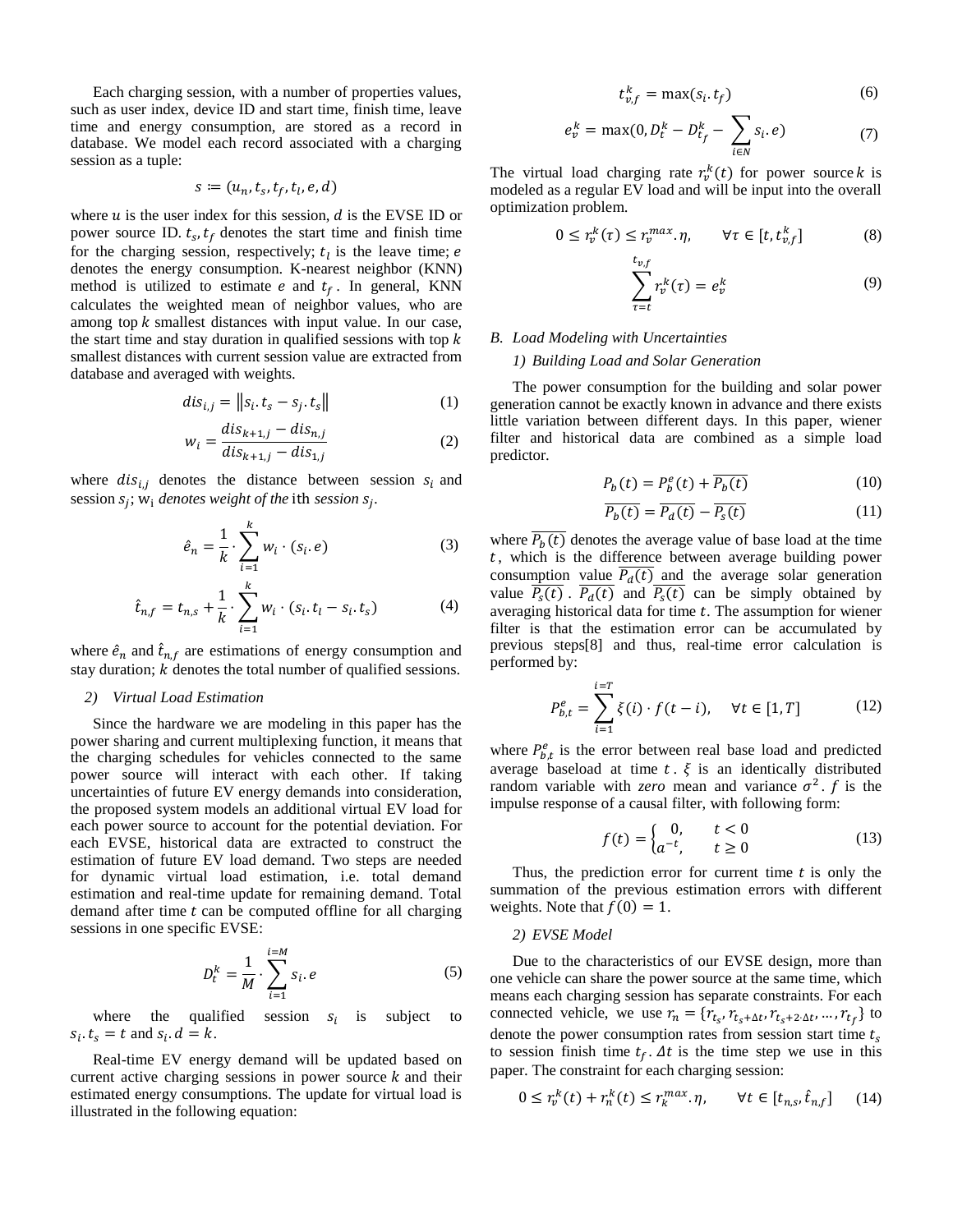Each charging session, with a number of properties values, such as user index, device ID and start time, finish time, leave time and energy consumption, are stored as a record in database. We model each record associated with a charging session as a tuple:

$$s := (u_n, t_s, t_f, t_l, e, d)$$

where $u$ is the user index for this session, $d$ is the EVSE ID or power source ID. $t_s, t_f$ denotes the start time and finish time for the charging session, respectively; $t_l$ is the leave time; $e$ denotes the energy consumption. K-nearest neighbor (KNN) method is utilized to estimate $e$ and $t_f$. In general, KNN calculates the weighted mean of neighbor values, who are among top $k$ smallest distances with input value. In our case, the start time and stay duration in qualified sessions with top $k$ smallest distances with current session value are extracted from database and averaged with weights.

$$dis_{i,j} = \|s_i.t_s - s_j.t_s\| \tag{1}$$

$$w_i = \frac{dis_{k+1,j} - dis_{n,j}}{dis_{k+1,j} - dis_{1,j}} \tag{2}$$

where $dis_{i,j}$ denotes the distance between session $s_i$ and session $s_j$; $w_i$ *denotes weight of the* ith *session* $s_j$.

$$\hat{e}_n = \frac{1}{k} \cdot \sum_{i=1}^{k} w_i \cdot (s_i.e) \tag{3}$$

$$\hat{t}_{n,f} = t_{n,s} + \frac{1}{k} \cdot \sum_{i=1}^{k} w_i \cdot (s_i.t_l - s_i.t_s) \tag{4}$$

where $\hat{e}_n$ and $\hat{t}_{n,f}$ are estimations of energy consumption and stay duration; $k$ denotes the total number of qualified sessions.

*2) Virtual Load Estimation*

Since the hardware we are modeling in this paper has the power sharing and current multiplexing function, it means that the charging schedules for vehicles connected to the same power source will interact with each other. If taking uncertainties of future EV energy demands into consideration, the proposed system models an additional virtual EV load for each power source to account for the potential deviation. For each EVSE, historical data are extracted to construct the estimation of future EV load demand. Two steps are needed for dynamic virtual load estimation, i.e. total demand estimation and real-time update for remaining demand. Total demand after time $t$ can be computed offline for all charging sessions in one specific EVSE:

$$D_t^k = \frac{1}{M} \cdot \sum_{i=1}^{i=M} s_i.e \tag{5}$$

where the qualified session $s_i$ is subject to $s_i.t_s = t$ and $s_i.d = k$.

Real-time EV energy demand will be updated based on current active charging sessions in power source $k$ and their estimated energy consumptions. The update for virtual load is illustrated in the following equation:

$$t_{v,f}^k = \max(s_i.t_f) \tag{6}$$

$$e_v^k = \max(0, D_t^k - D_{t_f}^k - \sum_{i \in N} s_i.e) \tag{7}$$

The virtual load charging rate $r_v^k(t)$ for power source $k$ is modeled as a regular EV load and will be input into the overall optimization problem.

$$0 \le r_v^k(\tau) \le r_v^{max}.\eta, \qquad \forall \tau \in [t, t_{v,f}^k] \tag{8}$$

$$\sum_{\tau=t}^{t_{v,f}} r_v^k(\tau) = e_v^k \tag{9}$$

### B. Load Modeling with Uncertainties

*1) Building Load and Solar Generation*

The power consumption for the building and solar power generation cannot be exactly known in advance and there exists little variation between different days. In this paper, wiener filter and historical data are combined as a simple load predictor.

$$P_b(t) = P_b^e(t) + \overline{P_b(t)} \tag{10}$$

$$\overline{P_b(t)} = \overline{P_d(t)} - \overline{P_s(t)} \tag{11}$$

where $\overline{P_b(t)}$ denotes the average value of base load at the time $t$, which is the difference between average building power consumption value $\overline{P_d(t)}$ and the average solar generation value $\overline{P_s(t)}$. $\overline{P_d(t)}$ and $\overline{P_s(t)}$ can be simply obtained by averaging historical data for time $t$. The assumption for wiener filter is that the estimation error can be accumulated by previous steps[8] and thus, real-time error calculation is performed by:

$$P_{b,t}^e = \sum_{i=1}^{i=T} \xi(i) \cdot f(t-i), \quad \forall t \in [1, T] \tag{12}$$

where $P_{b,t}^e$ is the error between real base load and predicted average baseload at time $t$. $\xi$ is an identically distributed random variable with *zero* mean and variance $\sigma^2$. $f$ is the impulse response of a causal filter, with following form:

$$f(t) = \begin{cases} 0, & t < 0 \\ a^{-t}, & t \ge 0 \end{cases} \tag{13}$$

Thus, the prediction error for current time $t$ is only the summation of the previous estimation errors with different weights. Note that $f(0) = 1$.

*2) EVSE Model*

Due to the characteristics of our EVSE design, more than one vehicle can share the power source at the same time, which means each charging session has separate constraints. For each connected vehicle, we use $r_n = \{r_{t_s}, r_{t_s+\Delta t}, r_{t_s+2\cdot\Delta t}, \ldots, r_{t_f}\}$ to denote the power consumption rates from session start time $t_s$ to session finish time $t_f$. $\Delta t$ is the time step we use in this paper. The constraint for each charging session:

$$0 \le r_v^k(t) + r_n^k(t) \le r_k^{max}.\eta, \qquad \forall t \in [t_{n,s}, \hat{t}_{n,f}] \tag{14}$$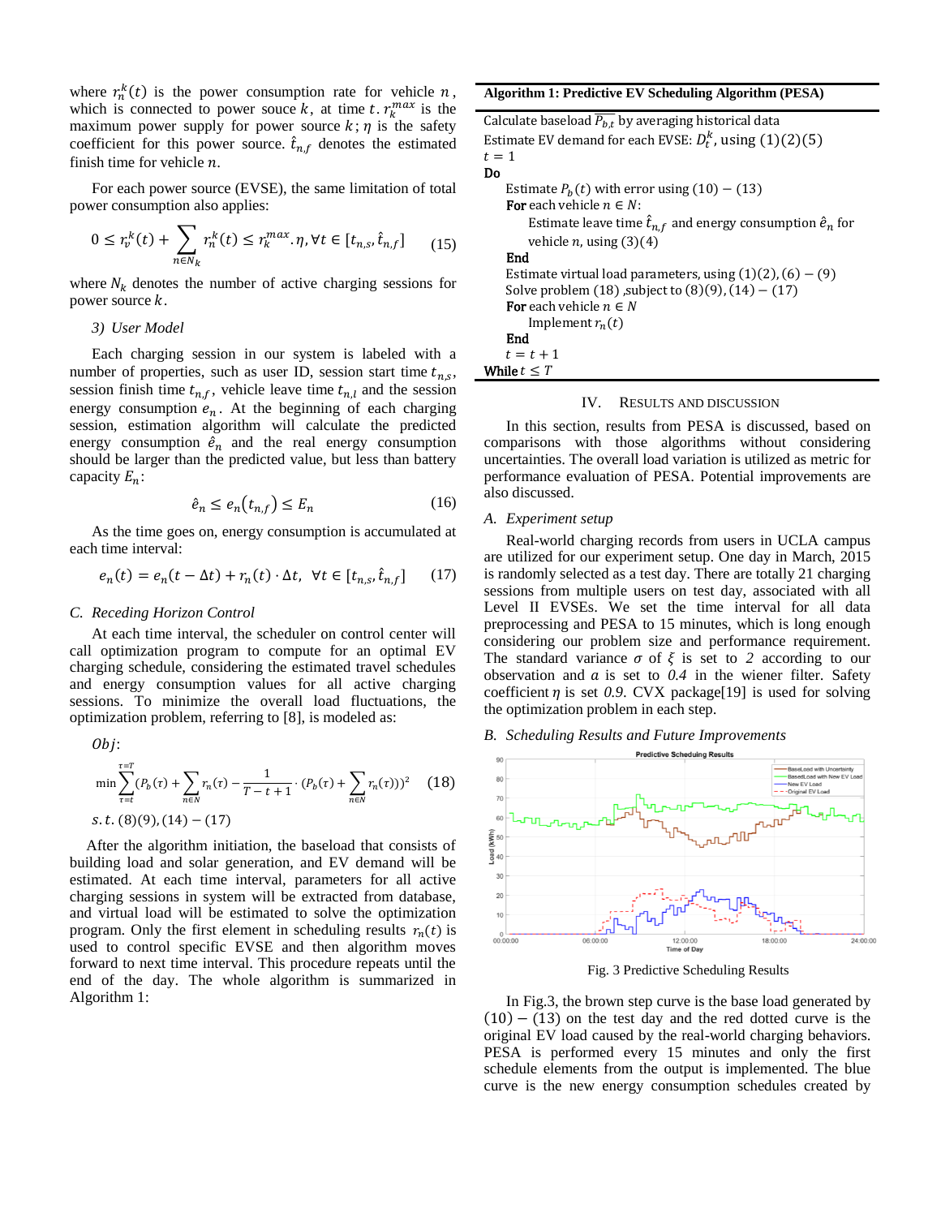where $r_n^k(t)$ is the power consumption rate for vehicle $n$, which is connected to power souce $k$, at time $t$. $r_k^{max}$ is the maximum power supply for power source $k$; $\eta$ is the safety coefficient for this power source. $\hat{t}_{n,f}$ denotes the estimated finish time for vehicle $n$.

For each power source (EVSE), the same limitation of total power consumption also applies:

$$0 \leq r_v^k(t) + \sum_{n \in N_k} r_n^k(t) \leq r_k^{max}.\eta, \forall t \in [t_{n,s}, \hat{t}_{n,f}] \tag{15}$$

where $N_k$ denotes the number of active charging sessions for power source $k$.

### 3) User Model

Each charging session in our system is labeled with a number of properties, such as user ID, session start time $t_{n,s}$, session finish time $t_{n,f}$, vehicle leave time $t_{n,l}$ and the session energy consumption $e_n$. At the beginning of each charging session, estimation algorithm will calculate the predicted energy consumption $\hat{e}_n$ and the real energy consumption should be larger than the predicted value, but less than battery capacity $E_n$:

$$\hat{e}_n \leq e_n(t_{n,f}) \leq E_n \tag{16}$$

As the time goes on, energy consumption is accumulated at each time interval:

$$e_n(t) = e_n(t - \Delta t) + r_n(t) \cdot \Delta t, \ \ \forall t \in [t_{n,s}, \hat{t}_{n,f}] \tag{17}$$

## C. Receding Horizon Control

At each time interval, the scheduler on control center will call optimization program to compute for an optimal EV charging schedule, considering the estimated travel schedules and energy consumption values for all active charging sessions. To minimize the overall load fluctuations, the optimization problem, referring to [8], is modeled as:

$Obj$:

$$\min \sum_{\tau=t}^{\tau=T} (P_b(\tau) + \sum_{n \in N} r_n(\tau) - \frac{1}{T - t + 1} \cdot (P_b(\tau) + \sum_{n \in N} r_n(\tau))^2 \tag{18}$$

$s.t.$ (8)(9), (14) − (17)

After the algorithm initiation, the baseload that consists of building load and solar generation, and EV demand will be estimated. At each time interval, parameters for all active charging sessions in system will be extracted from database, and virtual load will be estimated to solve the optimization program. Only the first element in scheduling results $r_n(t)$ is used to control specific EVSE and then algorithm moves forward to next time interval. This procedure repeats until the end of the day. The whole algorithm is summarized in Algorithm 1:

**Algorithm 1: Predictive EV Scheduling Algorithm (PESA)**

```
Calculate baseload P̄_{b,t} by averaging historical data
Estimate EV demand for each EVSE: D_t^k, using (1)(2)(5)
t = 1
Do
    Estimate P_b(t) with error using (10) − (13)
    For each vehicle n ∈ N:
        Estimate leave time t̂_{n,f} and energy consumption ê_n for
        vehicle n, using (3)(4)
    End
    Estimate virtual load parameters, using (1)(2), (6) − (9)
    Solve problem (18) ,subject to (8)(9), (14) − (17)
    For each vehicle n ∈ N
        Implement r_n(t)
    End
    t = t + 1
While t ≤ T
```

# IV. Results and Discussion

In this section, results from PESA is discussed, based on comparisons with those algorithms without considering uncertainties. The overall load variation is utilized as metric for performance evaluation of PESA. Potential improvements are also discussed.

## A. Experiment setup

Real-world charging records from users in UCLA campus are utilized for our experiment setup. One day in March, 2015 is randomly selected as a test day. There are totally 21 charging sessions from multiple users on test day, associated with all Level II EVSEs. We set the time interval for all data preprocessing and PESA to 15 minutes, which is long enough considering our problem size and performance requirement. The standard variance $\sigma$ of $\xi$ is set to *2* according to our observation and $a$ is set to *0.4* in the wiener filter. Safety coefficient $\eta$ is set *0.9*. CVX package[19] is used for solving the optimization problem in each step.

## B. Scheduling Results and Future Improvements

Fig. 3 Predictive Scheduling Results

In Fig.3, the brown step curve is the base load generated by (10) − (13) on the test day and the red dotted curve is the original EV load caused by the real-world charging behaviors. PESA is performed every 15 minutes and only the first schedule elements from the output is implemented. The blue curve is the new energy consumption schedules created by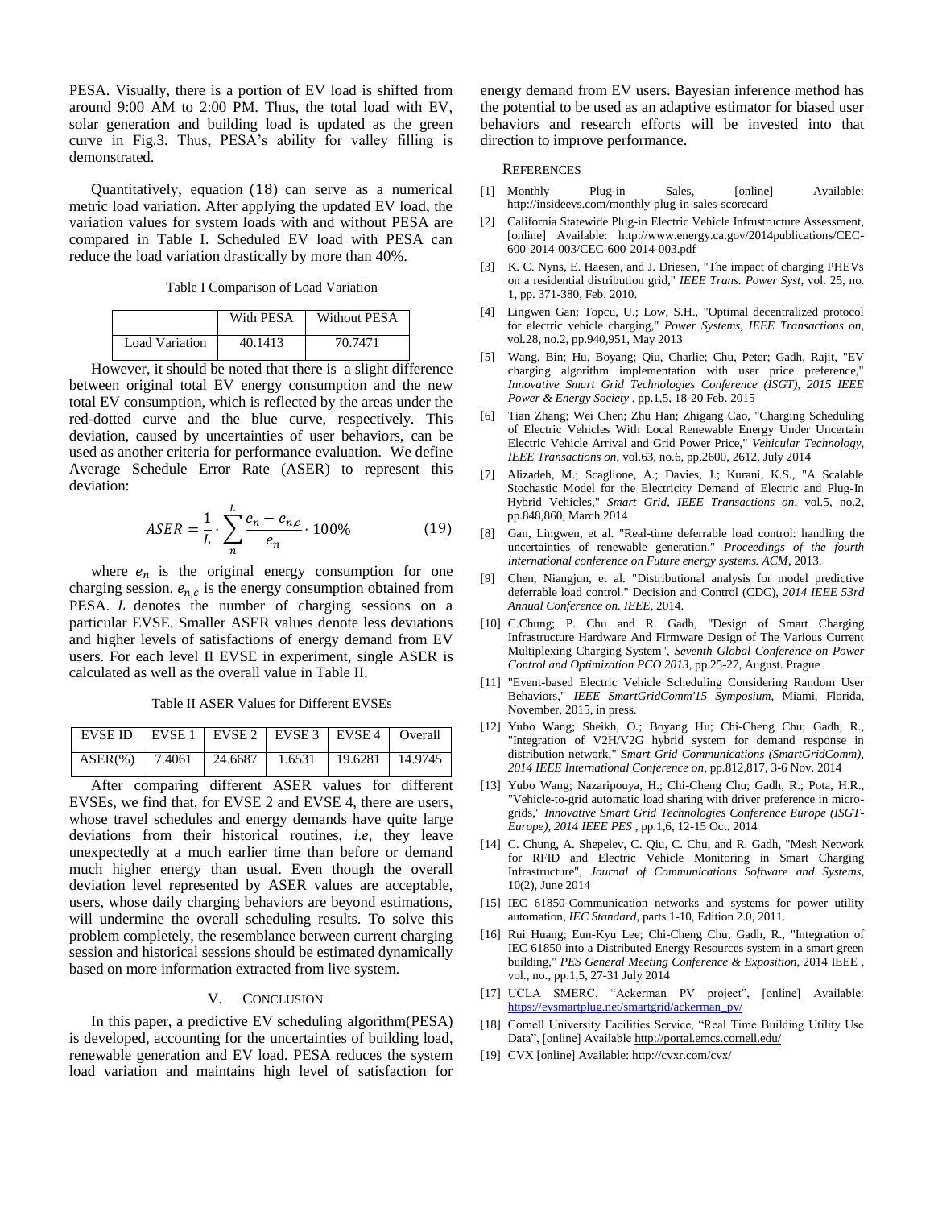PESA. Visually, there is a portion of EV load is shifted from around 9:00 AM to 2:00 PM. Thus, the total load with EV, solar generation and building load is updated as the green curve in Fig.3. Thus, PESA's ability for valley filling is demonstrated.

Quantitatively, equation (18) can serve as a numerical metric load variation. After applying the updated EV load, the variation values for system loads with and without PESA are compared in Table I. Scheduled EV load with PESA can reduce the load variation drastically by more than 40%.

Table I Comparison of Load Variation

| | With PESA | Without PESA |
|---|---|---|
| Load Variation | 40.1413 | 70.7471 |

However, it should be noted that there is a slight difference between original total EV energy consumption and the new total EV consumption, which is reflected by the areas under the red-dotted curve and the blue curve, respectively. This deviation, caused by uncertainties of user behaviors, can be used as another criteria for performance evaluation. We define Average Schedule Error Rate (ASER) to represent this deviation:

$$ASER = \frac{1}{L} \cdot \sum_{n}^{L} \frac{e_n - e_{n,c}}{e_n} \cdot 100\% \tag{19}$$

where $e_n$ is the original energy consumption for one charging session. $e_{n,c}$ is the energy consumption obtained from PESA. $L$ denotes the number of charging sessions on a particular EVSE. Smaller ASER values denote less deviations and higher levels of satisfactions of energy demand from EV users. For each level II EVSE in experiment, single ASER is calculated as well as the overall value in Table II.

Table II ASER Values for Different EVSEs

| EVSE ID | EVSE 1 | EVSE 2 | EVSE 3 | EVSE 4 | Overall |
|---|---|---|---|---|---|
| ASER(%) | 7.4061 | 24.6687 | 1.6531 | 19.6281 | 14.9745 |

After comparing different ASER values for different EVSEs, we find that, for EVSE 2 and EVSE 4, there are users, whose travel schedules and energy demands have quite large deviations from their historical routines, *i.e*, they leave unexpectedly at a much earlier time than before or demand much higher energy than usual. Even though the overall deviation level represented by ASER values are acceptable, users, whose daily charging behaviors are beyond estimations, will undermine the overall scheduling results. To solve this problem completely, the resemblance between current charging session and historical sessions should be estimated dynamically based on more information extracted from live system.

## V. Conclusion

In this paper, a predictive EV scheduling algorithm(PESA) is developed, accounting for the uncertainties of building load, renewable generation and EV load. PESA reduces the system load variation and maintains high level of satisfaction for energy demand from EV users. Bayesian inference method has the potential to be used as an adaptive estimator for biased user behaviors and research efforts will be invested into that direction to improve performance.

## References

[1] Monthly Plug-in Sales, [online] Available: http://insideevs.com/monthly-plug-in-sales-scorecard

[2] California Statewide Plug-in Electric Vehicle Infrustructure Assessment, [online] Available: http://www.energy.ca.gov/2014publications/CEC-600-2014-003/CEC-600-2014-003.pdf

[3] K. C. Nyns, E. Haesen, and J. Driesen, "The impact of charging PHEVs on a residential distribution grid," *IEEE Trans. Power Syst*, vol. 25, no. 1, pp. 371-380, Feb. 2010.

[4] Lingwen Gan; Topcu, U.; Low, S.H., "Optimal decentralized protocol for electric vehicle charging," *Power Systems, IEEE Transactions on*, vol.28, no.2, pp.940,951, May 2013

[5] Wang, Bin; Hu, Boyang; Qiu, Charlie; Chu, Peter; Gadh, Rajit, "EV charging algorithm implementation with user price preference," *Innovative Smart Grid Technologies Conference (ISGT), 2015 IEEE Power & Energy Society* , pp.1,5, 18-20 Feb. 2015

[6] Tian Zhang; Wei Chen; Zhu Han; Zhigang Cao, "Charging Scheduling of Electric Vehicles With Local Renewable Energy Under Uncertain Electric Vehicle Arrival and Grid Power Price," *Vehicular Technology, IEEE Transactions on*, vol.63, no.6, pp.2600, 2612, July 2014

[7] Alizadeh, M.; Scaglione, A.; Davies, J.; Kurani, K.S., "A Scalable Stochastic Model for the Electricity Demand of Electric and Plug-In Hybrid Vehicles," *Smart Grid, IEEE Transactions on*, vol.5, no.2, pp.848,860, March 2014

[8] Gan, Lingwen, et al. "Real-time deferrable load control: handling the uncertainties of renewable generation." *Proceedings of the fourth international conference on Future energy systems. ACM*, 2013.

[9] Chen, Niangjun, et al. "Distributional analysis for model predictive deferrable load control." Decision and Control (CDC), *2014 IEEE 53rd Annual Conference on. IEEE*, 2014.

[10] C.Chung; P. Chu and R. Gadh, "Design of Smart Charging Infrastructure Hardware And Firmware Design of The Various Current Multiplexing Charging System", *Seventh Global Conference on Power Control and Optimization PCO 2013*, pp.25-27, August. Prague

[11] "Event-based Electric Vehicle Scheduling Considering Random User Behaviors," *IEEE SmartGridComm'15 Symposium*, Miami, Florida, November, 2015, in press.

[12] Yubo Wang; Sheikh, O.; Boyang Hu; Chi-Cheng Chu; Gadh, R., "Integration of V2H/V2G hybrid system for demand response in distribution network," *Smart Grid Communications (SmartGridComm), 2014 IEEE International Conference on*, pp.812,817, 3-6 Nov. 2014

[13] Yubo Wang; Nazaripouya, H.; Chi-Cheng Chu; Gadh, R.; Pota, H.R., "Vehicle-to-grid automatic load sharing with driver preference in micro-grids," *Innovative Smart Grid Technologies Conference Europe (ISGT-Europe), 2014 IEEE PES* , pp.1,6, 12-15 Oct. 2014

[14] C. Chung, A. Shepelev, C. Qiu, C. Chu, and R. Gadh, "Mesh Network for RFID and Electric Vehicle Monitoring in Smart Charging Infrastructure", *Journal of Communications Software and Systems*, 10(2), June 2014

[15] IEC 61850-Communication networks and systems for power utility automation, *IEC Standard*, parts 1-10, Edition 2.0, 2011.

[16] Rui Huang; Eun-Kyu Lee; Chi-Cheng Chu; Gadh, R., "Integration of IEC 61850 into a Distributed Energy Resources system in a smart green building," *PES General Meeting Conference & Exposition*, 2014 IEEE , vol., no., pp.1,5, 27-31 July 2014

[17] UCLA SMERC, "Ackerman PV project", [online] Available: https://evsmartplug.net/smartgrid/ackerman_pv/

[18] Cornell University Facilities Service, "Real Time Building Utility Use Data", [online] Available http://portal.emcs.cornell.edu/

[19] CVX [online] Available: http://cvxr.com/cvx/